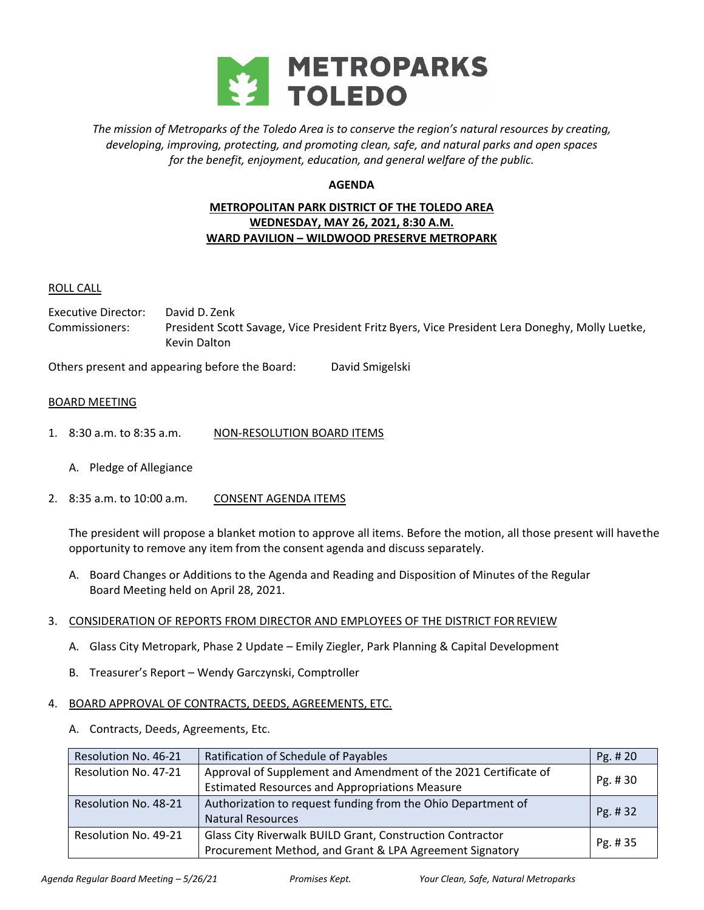# METROPARKS TOLEDO

*The mission of Metroparks of the Toledo Area is to conserve the region's natural resources by creating, developing, improving, protecting, and promoting clean, safe, and natural parks and open spaces for the benefit, enjoyment, education, and general welfare of the public.*

**AGENDA**

**METROPOLITAN PARK DISTRICT OF THE TOLEDO AREA**
**WEDNESDAY, MAY 26, 2021, 8:30 A.M.**
**WARD PAVILION – WILDWOOD PRESERVE METROPARK**

ROLL CALL

Executive Director: David D. Zenk
Commissioners: President Scott Savage, Vice President Fritz Byers, Vice President Lera Doneghy, Molly Luetke, Kevin Dalton

Others present and appearing before the Board: David Smigelski

BOARD MEETING

1. 8:30 a.m. to 8:35 a.m. NON-RESOLUTION BOARD ITEMS

   A. Pledge of Allegiance

2. 8:35 a.m. to 10:00 a.m. CONSENT AGENDA ITEMS

   The president will propose a blanket motion to approve all items. Before the motion, all those present will have the opportunity to remove any item from the consent agenda and discuss separately.

   A. Board Changes or Additions to the Agenda and Reading and Disposition of Minutes of the Regular Board Meeting held on April 28, 2021.

3. CONSIDERATION OF REPORTS FROM DIRECTOR AND EMPLOYEES OF THE DISTRICT FOR REVIEW

   A. Glass City Metropark, Phase 2 Update – Emily Ziegler, Park Planning & Capital Development

   B. Treasurer's Report – Wendy Garczynski, Comptroller

4. BOARD APPROVAL OF CONTRACTS, DEEDS, AGREEMENTS, ETC.

   A. Contracts, Deeds, Agreements, Etc.

| | | |
|---|---|---|
| Resolution No. 46-21 | Ratification of Schedule of Payables | Pg. # 20 |
| Resolution No. 47-21 | Approval of Supplement and Amendment of the 2021 Certificate of Estimated Resources and Appropriations Measure | Pg. # 30 |
| Resolution No. 48-21 | Authorization to request funding from the Ohio Department of Natural Resources | Pg. # 32 |
| Resolution No. 49-21 | Glass City Riverwalk BUILD Grant, Construction Contractor Procurement Method, and Grant & LPA Agreement Signatory | Pg. # 35 |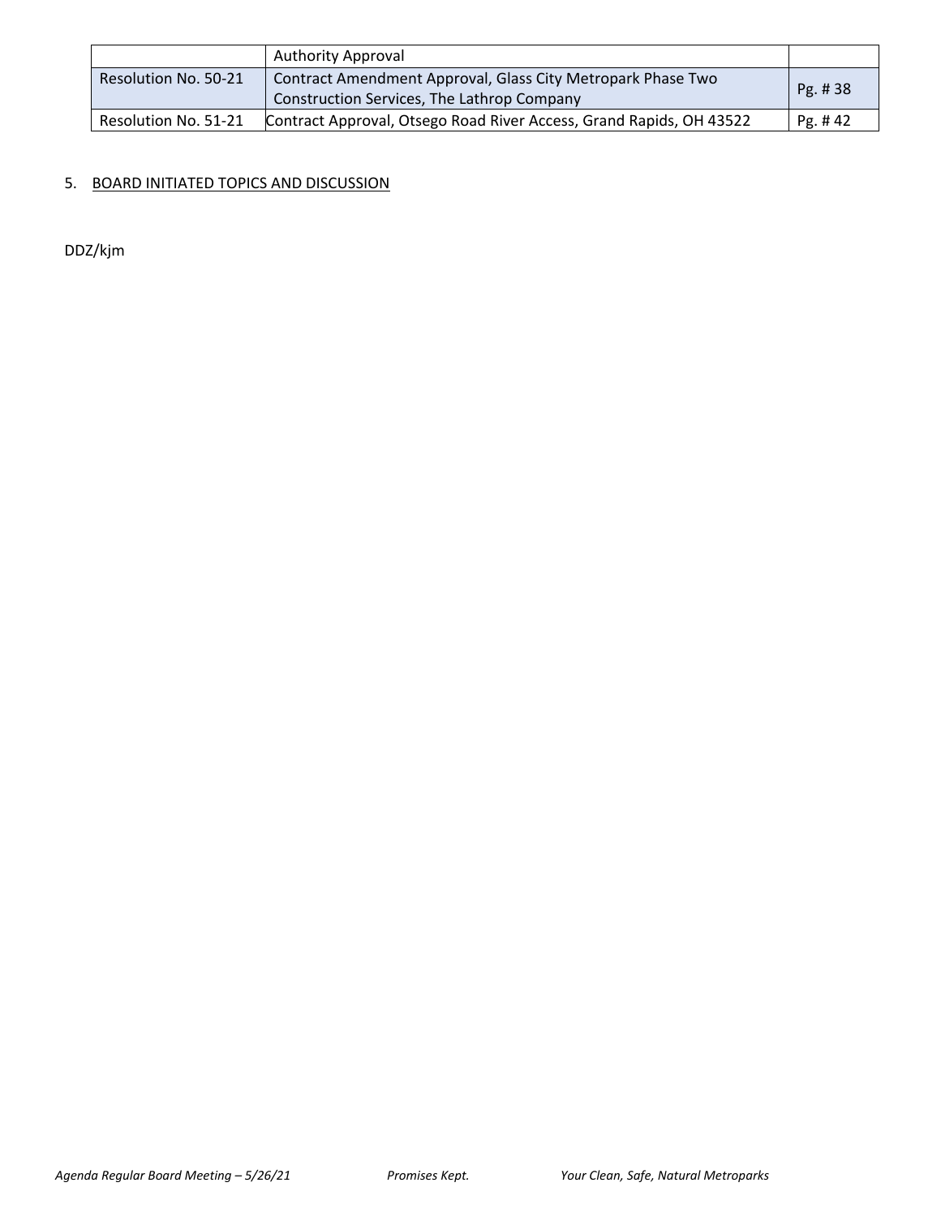| | | |
|---|---|---|
| | Authority Approval | |
| Resolution No. 50-21 | Contract Amendment Approval, Glass City Metropark Phase Two Construction Services, The Lathrop Company | Pg. # 38 |
| Resolution No. 51-21 | Contract Approval, Otsego Road River Access, Grand Rapids, OH 43522 | Pg. # 42 |

5. BOARD INITIATED TOPICS AND DISCUSSION

DDZ/kjm